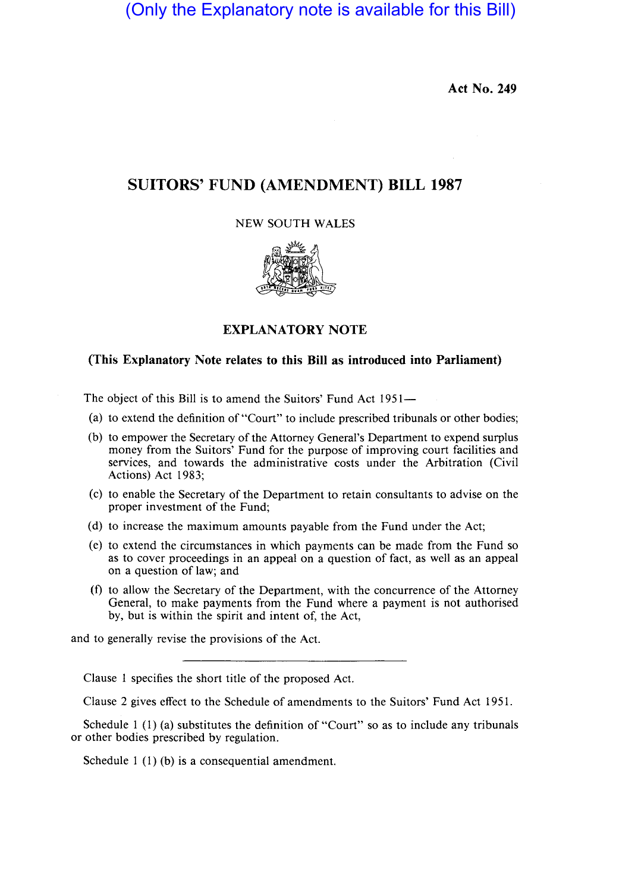(Only the Explanatory note is available for this Bill)

Act No. 249

# SUITORS' FUND (AMENDMENT) BILL 1987

NEW SOUTH WALES

## EXPLANATORY NOTE

### (This Explanatory Note relates to this Bill as introduced into Parliament)

The object of this Bill is to amend the Suitors' Fund Act 1951—

(a) to extend the definition of "Court" to include prescribed tribunals or other bodies;

(b) to empower the Secretary of the Attorney General's Department to expend surplus money from the Suitors' Fund for the purpose of improving court facilities and services, and towards the administrative costs under the Arbitration (Civil Actions) Act 1983;

(c) to enable the Secretary of the Department to retain consultants to advise on the proper investment of the Fund;

(d) to increase the maximum amounts payable from the Fund under the Act;

(e) to extend the circumstances in which payments can be made from the Fund so as to cover proceedings in an appeal on a question of fact, as well as an appeal on a question of law; and

(f) to allow the Secretary of the Department, with the concurrence of the Attorney General, to make payments from the Fund where a payment is not authorised by, but is within the spirit and intent of, the Act,

and to generally revise the provisions of the Act.

---

Clause 1 specifies the short title of the proposed Act.

Clause 2 gives effect to the Schedule of amendments to the Suitors' Fund Act 1951.

Schedule 1 (1) (a) substitutes the definition of "Court" so as to include any tribunals or other bodies prescribed by regulation.

Schedule 1 (1) (b) is a consequential amendment.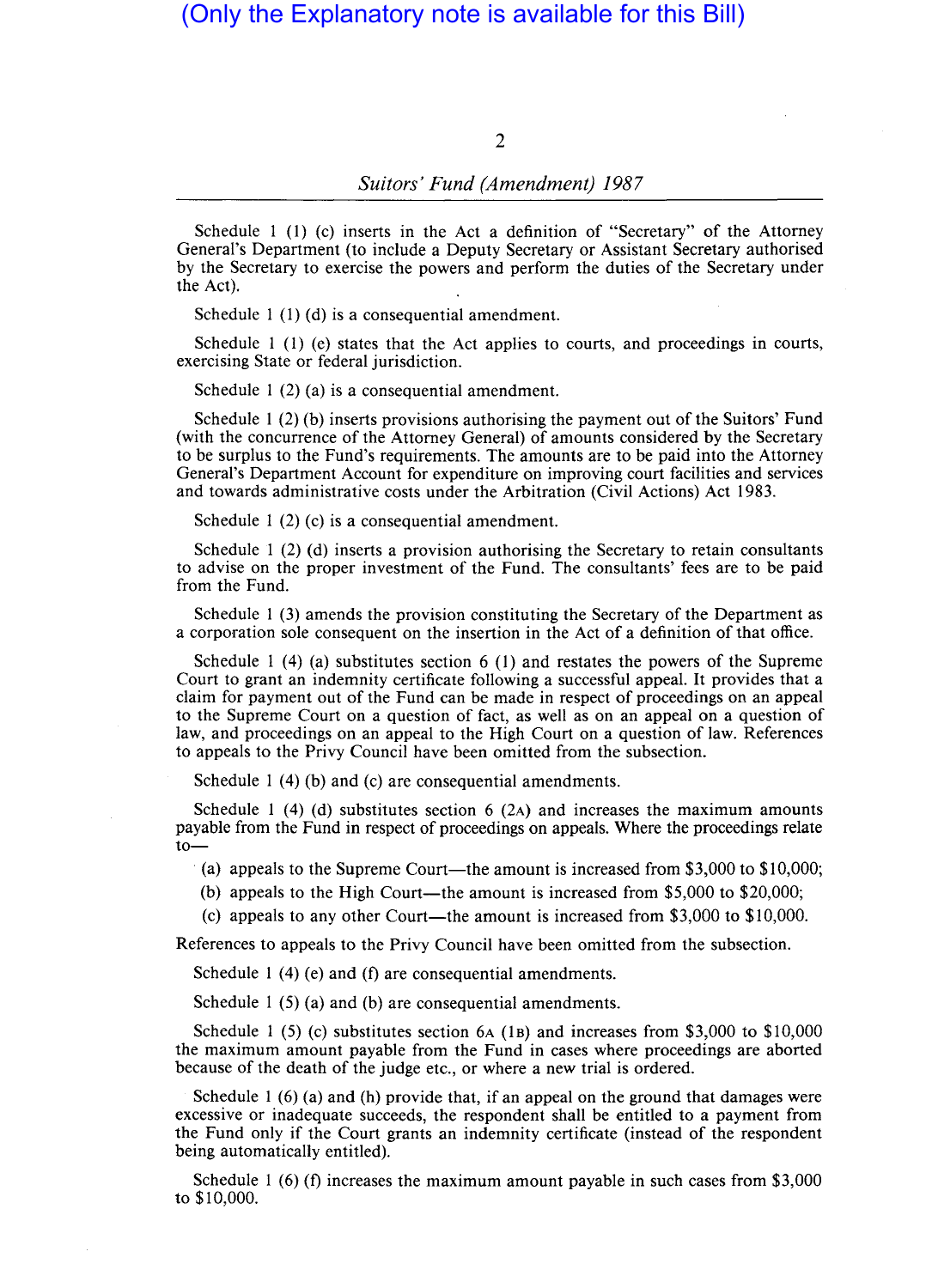(Only the Explanatory note is available for this Bill)

Schedule 1 (1) (c) inserts in the Act a definition of "Secretary" of the Attorney General's Department (to include a Deputy Secretary or Assistant Secretary authorised by the Secretary to exercise the powers and perform the duties of the Secretary under the Act).

Schedule 1 (1) (d) is a consequential amendment.

Schedule 1 (1) (e) states that the Act applies to courts, and proceedings in courts, exercising State or federal jurisdiction.

Schedule 1 (2) (a) is a consequential amendment.

Schedule 1 (2) (b) inserts provisions authorising the payment out of the Suitors' Fund (with the concurrence of the Attorney General) of amounts considered by the Secretary to be surplus to the Fund's requirements. The amounts are to be paid into the Attorney General's Department Account for expenditure on improving court facilities and services and towards administrative costs under the Arbitration (Civil Actions) Act 1983.

Schedule 1 (2) (c) is a consequential amendment.

Schedule 1 (2) (d) inserts a provision authorising the Secretary to retain consultants to advise on the proper investment of the Fund. The consultants' fees are to be paid from the Fund.

Schedule 1 (3) amends the provision constituting the Secretary of the Department as a corporation sole consequent on the insertion in the Act of a definition of that office.

Schedule 1 (4) (a) substitutes section 6 (1) and restates the powers of the Supreme Court to grant an indemnity certificate following a successful appeal. It provides that a claim for payment out of the Fund can be made in respect of proceedings on an appeal to the Supreme Court on a question of fact, as well as on an appeal on a question of law, and proceedings on an appeal to the High Court on a question of law. References to appeals to the Privy Council have been omitted from the subsection.

Schedule 1 (4) (b) and (c) are consequential amendments.

Schedule 1 (4) (d) substitutes section 6 (2A) and increases the maximum amounts payable from the Fund in respect of proceedings on appeals. Where the proceedings relate to—

(a) appeals to the Supreme Court—the amount is increased from $3,000 to $10,000;

(b) appeals to the High Court—the amount is increased from $5,000 to $20,000;

(c) appeals to any other Court—the amount is increased from $3,000 to $10,000.

References to appeals to the Privy Council have been omitted from the subsection.

Schedule 1 (4) (e) and (f) are consequential amendments.

Schedule 1 (5) (a) and (b) are consequential amendments.

Schedule 1 (5) (c) substitutes section 6A (1B) and increases from $3,000 to $10,000 the maximum amount payable from the Fund in cases where proceedings are aborted because of the death of the judge etc., or where a new trial is ordered.

Schedule 1 (6) (a) and (h) provide that, if an appeal on the ground that damages were excessive or inadequate succeeds, the respondent shall be entitled to a payment from the Fund only if the Court grants an indemnity certificate (instead of the respondent being automatically entitled).

Schedule 1 (6) (f) increases the maximum amount payable in such cases from $3,000 to $10,000.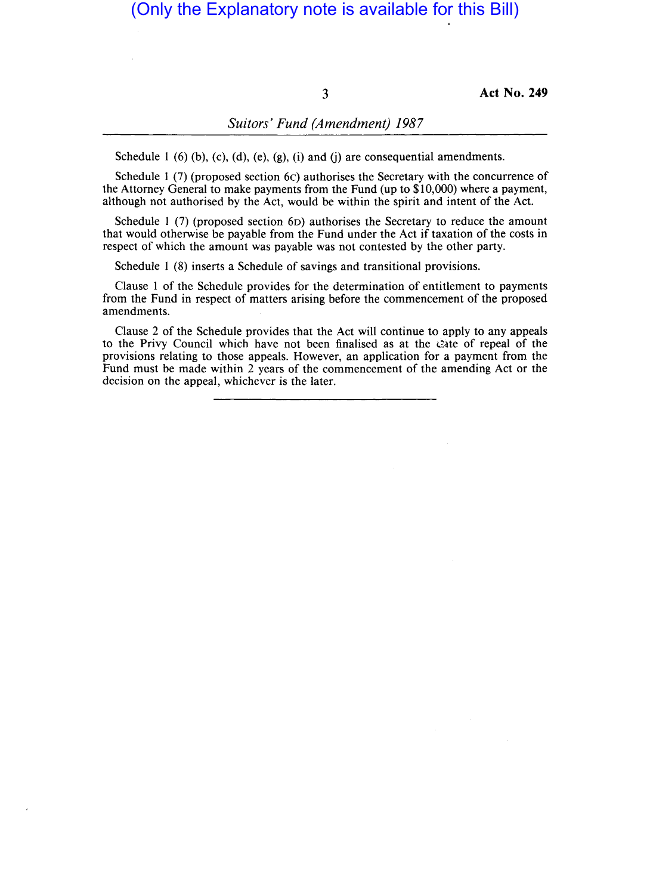(Only the Explanatory note is available for this Bill)

Schedule 1 (6) (b), (c), (d), (e), (g), (i) and (j) are consequential amendments.

Schedule 1 (7) (proposed section 6C) authorises the Secretary with the concurrence of the Attorney General to make payments from the Fund (up to $10,000) where a payment, although not authorised by the Act, would be within the spirit and intent of the Act.

Schedule 1 (7) (proposed section 6D) authorises the Secretary to reduce the amount that would otherwise be payable from the Fund under the Act if taxation of the costs in respect of which the amount was payable was not contested by the other party.

Schedule 1 (8) inserts a Schedule of savings and transitional provisions.

Clause 1 of the Schedule provides for the determination of entitlement to payments from the Fund in respect of matters arising before the commencement of the proposed amendments.

Clause 2 of the Schedule provides that the Act will continue to apply to any appeals to the Privy Council which have not been finalised as at the date of repeal of the provisions relating to those appeals. However, an application for a payment from the Fund must be made within 2 years of the commencement of the amending Act or the decision on the appeal, whichever is the later.